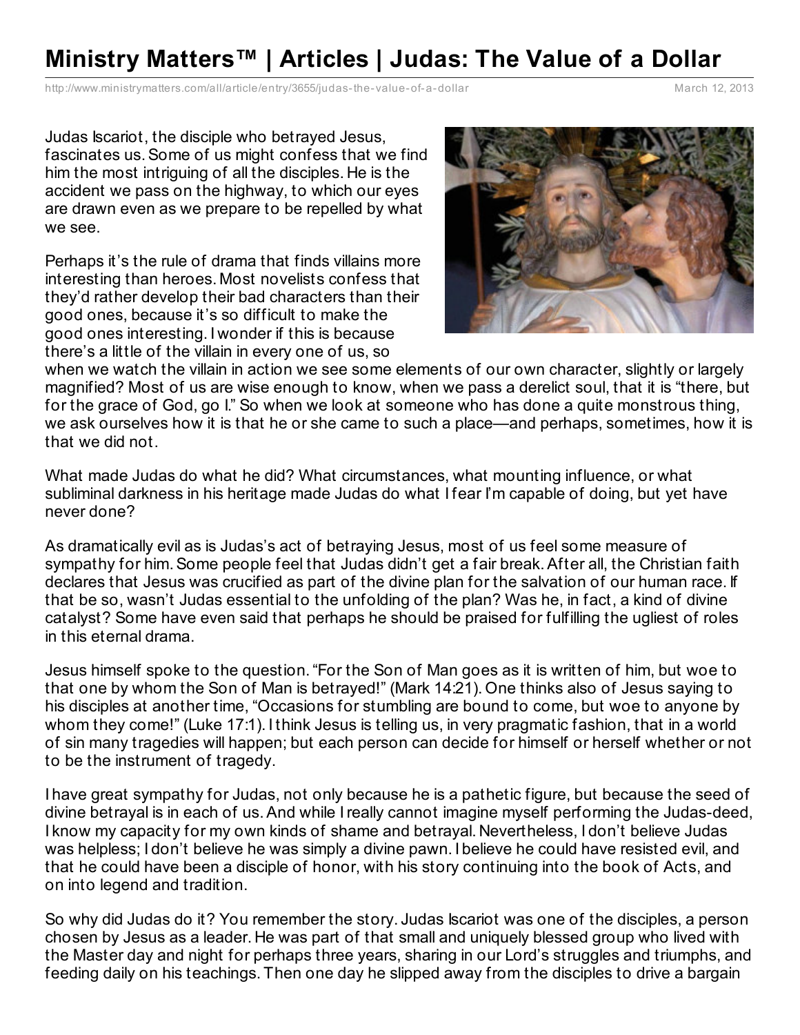# Ministry Matters™ | Articles | Judas: The Value of a Dollar

http://www.ministrymatters.com/all/article/entry/3655/judas-the-value-of-a-dollar March 12, 2013

Judas Iscariot, the disciple who betrayed Jesus, fascinates us. Some of us might confess that we find him the most intriguing of all the disciples. He is the accident we pass on the highway, to which our eyes are drawn even as we prepare to be repelled by what we see.

Perhaps it's the rule of drama that finds villains more interesting than heroes. Most novelists confess that they'd rather develop their bad characters than their good ones, because it's so difficult to make the good ones interesting. I wonder if this is because there's a little of the villain in every one of us, so when we watch the villain in action we see some elements of our own character, slightly or largely magnified? Most of us are wise enough to know, when we pass a derelict soul, that it is "there, but for the grace of God, go I." So when we look at someone who has done a quite monstrous thing, we ask ourselves how it is that he or she came to such a place—and perhaps, sometimes, how it is that we did not.

What made Judas do what he did? What circumstances, what mounting influence, or what subliminal darkness in his heritage made Judas do what I fear I'm capable of doing, but yet have never done?

As dramatically evil as is Judas's act of betraying Jesus, most of us feel some measure of sympathy for him. Some people feel that Judas didn't get a fair break. After all, the Christian faith declares that Jesus was crucified as part of the divine plan for the salvation of our human race. If that be so, wasn't Judas essential to the unfolding of the plan? Was he, in fact, a kind of divine catalyst? Some have even said that perhaps he should be praised for fulfilling the ugliest of roles in this eternal drama.

Jesus himself spoke to the question. "For the Son of Man goes as it is written of him, but woe to that one by whom the Son of Man is betrayed!" (Mark 14:21). One thinks also of Jesus saying to his disciples at another time, "Occasions for stumbling are bound to come, but woe to anyone by whom they come!" (Luke 17:1). I think Jesus is telling us, in very pragmatic fashion, that in a world of sin many tragedies will happen; but each person can decide for himself or herself whether or not to be the instrument of tragedy.

I have great sympathy for Judas, not only because he is a pathetic figure, but because the seed of divine betrayal is in each of us. And while I really cannot imagine myself performing the Judas-deed, I know my capacity for my own kinds of shame and betrayal. Nevertheless, I don't believe Judas was helpless; I don't believe he was simply a divine pawn. I believe he could have resisted evil, and that he could have been a disciple of honor, with his story continuing into the book of Acts, and on into legend and tradition.

So why did Judas do it? You remember the story. Judas Iscariot was one of the disciples, a person chosen by Jesus as a leader. He was part of that small and uniquely blessed group who lived with the Master day and night for perhaps three years, sharing in our Lord's struggles and triumphs, and feeding daily on his teachings. Then one day he slipped away from the disciples to drive a bargain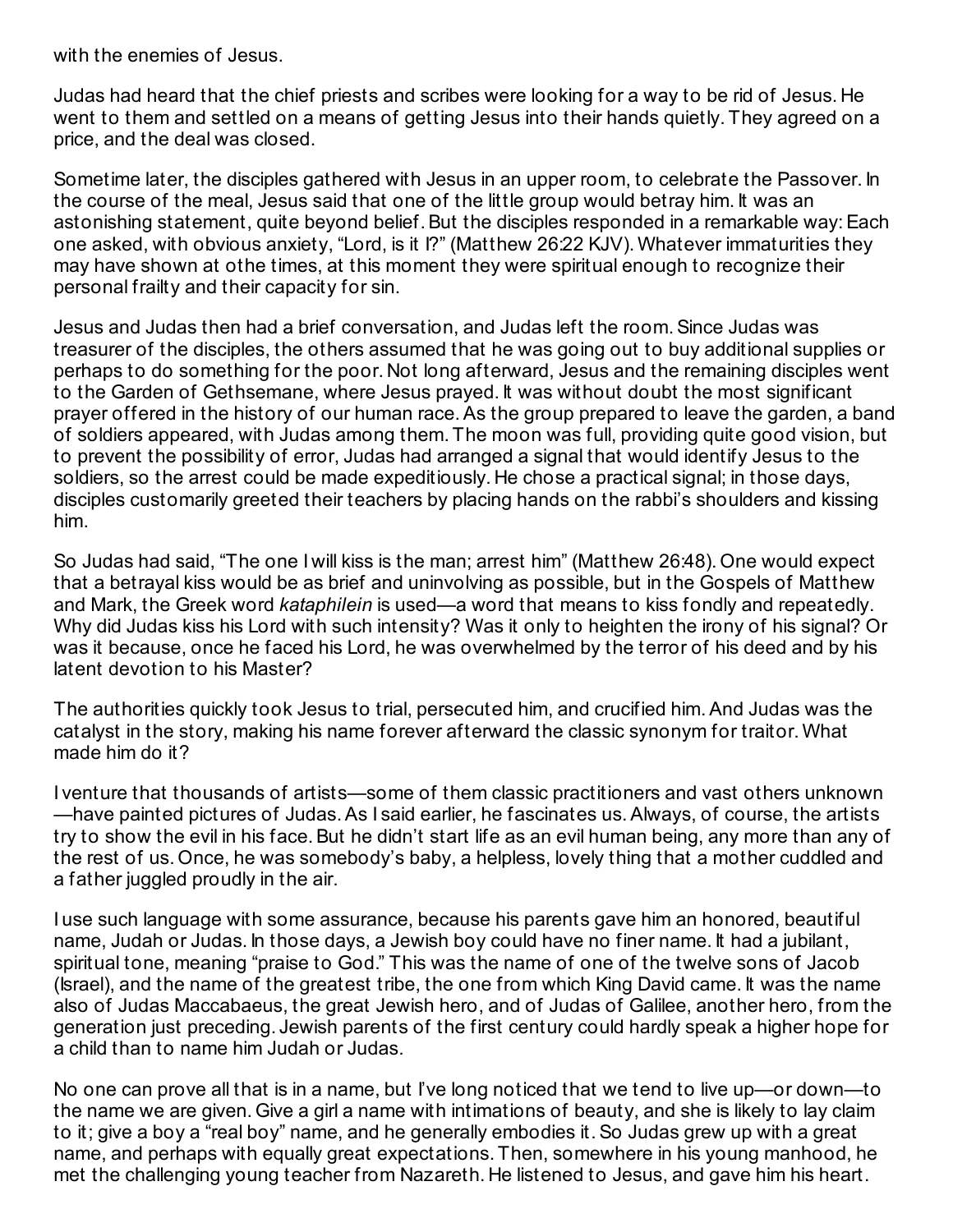with the enemies of Jesus.

Judas had heard that the chief priests and scribes were looking for a way to be rid of Jesus. He went to them and settled on a means of getting Jesus into their hands quietly. They agreed on a price, and the deal was closed.

Sometime later, the disciples gathered with Jesus in an upper room, to celebrate the Passover. In the course of the meal, Jesus said that one of the little group would betray him. It was an astonishing statement, quite beyond belief. But the disciples responded in a remarkable way: Each one asked, with obvious anxiety, "Lord, is it I?" (Matthew 26:22 KJV). Whatever immaturities they may have shown at othe times, at this moment they were spiritual enough to recognize their personal frailty and their capacity for sin.

Jesus and Judas then had a brief conversation, and Judas left the room. Since Judas was treasurer of the disciples, the others assumed that he was going out to buy additional supplies or perhaps to do something for the poor. Not long afterward, Jesus and the remaining disciples went to the Garden of Gethsemane, where Jesus prayed. It was without doubt the most significant prayer offered in the history of our human race. As the group prepared to leave the garden, a band of soldiers appeared, with Judas among them. The moon was full, providing quite good vision, but to prevent the possibility of error, Judas had arranged a signal that would identify Jesus to the soldiers, so the arrest could be made expeditiously. He chose a practical signal; in those days, disciples customarily greeted their teachers by placing hands on the rabbi's shoulders and kissing him.

So Judas had said, "The one I will kiss is the man; arrest him" (Matthew 26:48). One would expect that a betrayal kiss would be as brief and uninvolving as possible, but in the Gospels of Matthew and Mark, the Greek word *kataphilein* is used—a word that means to kiss fondly and repeatedly. Why did Judas kiss his Lord with such intensity? Was it only to heighten the irony of his signal? Or was it because, once he faced his Lord, he was overwhelmed by the terror of his deed and by his latent devotion to his Master?

The authorities quickly took Jesus to trial, persecuted him, and crucified him. And Judas was the catalyst in the story, making his name forever afterward the classic synonym for traitor. What made him do it?

I venture that thousands of artists—some of them classic practitioners and vast others unknown—have painted pictures of Judas. As I said earlier, he fascinates us. Always, of course, the artists try to show the evil in his face. But he didn't start life as an evil human being, any more than any of the rest of us. Once, he was somebody's baby, a helpless, lovely thing that a mother cuddled and a father juggled proudly in the air.

I use such language with some assurance, because his parents gave him an honored, beautiful name, Judah or Judas. In those days, a Jewish boy could have no finer name. It had a jubilant, spiritual tone, meaning "praise to God." This was the name of one of the twelve sons of Jacob (Israel), and the name of the greatest tribe, the one from which King David came. It was the name also of Judas Maccabaeus, the great Jewish hero, and of Judas of Galilee, another hero, from the generation just preceding. Jewish parents of the first century could hardly speak a higher hope for a child than to name him Judah or Judas.

No one can prove all that is in a name, but I've long noticed that we tend to live up—or down—to the name we are given. Give a girl a name with intimations of beauty, and she is likely to lay claim to it; give a boy a "real boy" name, and he generally embodies it. So Judas grew up with a great name, and perhaps with equally great expectations. Then, somewhere in his young manhood, he met the challenging young teacher from Nazareth. He listened to Jesus, and gave him his heart.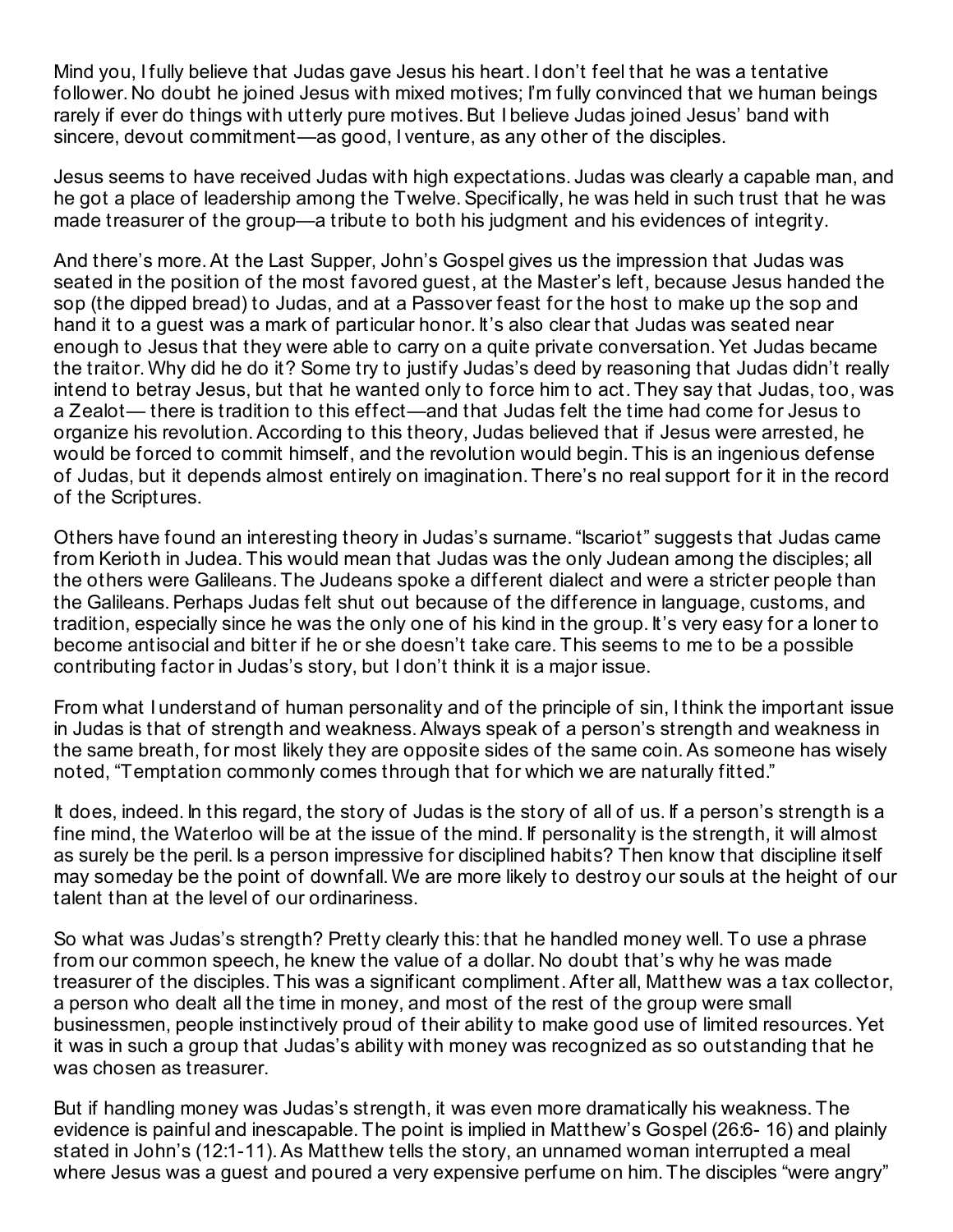Mind you, I fully believe that Judas gave Jesus his heart. I don't feel that he was a tentative follower. No doubt he joined Jesus with mixed motives; I'm fully convinced that we human beings rarely if ever do things with utterly pure motives. But I believe Judas joined Jesus' band with sincere, devout commitment—as good, I venture, as any other of the disciples.

Jesus seems to have received Judas with high expectations. Judas was clearly a capable man, and he got a place of leadership among the Twelve. Specifically, he was held in such trust that he was made treasurer of the group—a tribute to both his judgment and his evidences of integrity.

And there's more. At the Last Supper, John's Gospel gives us the impression that Judas was seated in the position of the most favored guest, at the Master's left, because Jesus handed the sop (the dipped bread) to Judas, and at a Passover feast for the host to make up the sop and hand it to a guest was a mark of particular honor. It's also clear that Judas was seated near enough to Jesus that they were able to carry on a quite private conversation. Yet Judas became the traitor. Why did he do it? Some try to justify Judas's deed by reasoning that Judas didn't really intend to betray Jesus, but that he wanted only to force him to act. They say that Judas, too, was a Zealot— there is tradition to this effect—and that Judas felt the time had come for Jesus to organize his revolution. According to this theory, Judas believed that if Jesus were arrested, he would be forced to commit himself, and the revolution would begin. This is an ingenious defense of Judas, but it depends almost entirely on imagination. There's no real support for it in the record of the Scriptures.

Others have found an interesting theory in Judas's surname. "Iscariot" suggests that Judas came from Kerioth in Judea. This would mean that Judas was the only Judean among the disciples; all the others were Galileans. The Judeans spoke a different dialect and were a stricter people than the Galileans. Perhaps Judas felt shut out because of the difference in language, customs, and tradition, especially since he was the only one of his kind in the group. It's very easy for a loner to become antisocial and bitter if he or she doesn't take care. This seems to me to be a possible contributing factor in Judas's story, but I don't think it is a major issue.

From what I understand of human personality and of the principle of sin, I think the important issue in Judas is that of strength and weakness. Always speak of a person's strength and weakness in the same breath, for most likely they are opposite sides of the same coin. As someone has wisely noted, "Temptation commonly comes through that for which we are naturally fitted."

It does, indeed. In this regard, the story of Judas is the story of all of us. If a person's strength is a fine mind, the Waterloo will be at the issue of the mind. If personality is the strength, it will almost as surely be the peril. Is a person impressive for disciplined habits? Then know that discipline itself may someday be the point of downfall. We are more likely to destroy our souls at the height of our talent than at the level of our ordinariness.

So what was Judas's strength? Pretty clearly this: that he handled money well. To use a phrase from our common speech, he knew the value of a dollar. No doubt that's why he was made treasurer of the disciples. This was a significant compliment. After all, Matthew was a tax collector, a person who dealt all the time in money, and most of the rest of the group were small businessmen, people instinctively proud of their ability to make good use of limited resources. Yet it was in such a group that Judas's ability with money was recognized as so outstanding that he was chosen as treasurer.

But if handling money was Judas's strength, it was even more dramatically his weakness. The evidence is painful and inescapable. The point is implied in Matthew's Gospel (26:6- 16) and plainly stated in John's (12:1-11). As Matthew tells the story, an unnamed woman interrupted a meal where Jesus was a guest and poured a very expensive perfume on him. The disciples "were angry"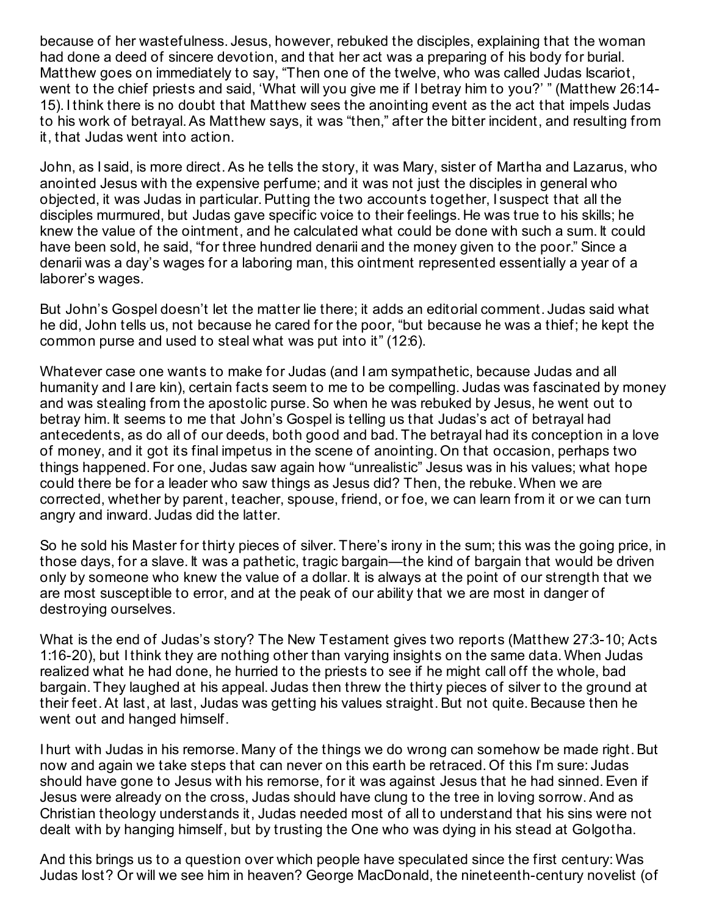because of her wastefulness. Jesus, however, rebuked the disciples, explaining that the woman had done a deed of sincere devotion, and that her act was a preparing of his body for burial. Matthew goes on immediately to say, "Then one of the twelve, who was called Judas Iscariot, went to the chief priests and said, 'What will you give me if I betray him to you?' " (Matthew 26:14-15). I think there is no doubt that Matthew sees the anointing event as the act that impels Judas to his work of betrayal. As Matthew says, it was "then," after the bitter incident, and resulting from it, that Judas went into action.

John, as I said, is more direct. As he tells the story, it was Mary, sister of Martha and Lazarus, who anointed Jesus with the expensive perfume; and it was not just the disciples in general who objected, it was Judas in particular. Putting the two accounts together, I suspect that all the disciples murmured, but Judas gave specific voice to their feelings. He was true to his skills; he knew the value of the ointment, and he calculated what could be done with such a sum. It could have been sold, he said, "for three hundred denarii and the money given to the poor." Since a denarii was a day's wages for a laboring man, this ointment represented essentially a year of a laborer's wages.

But John's Gospel doesn't let the matter lie there; it adds an editorial comment. Judas said what he did, John tells us, not because he cared for the poor, "but because he was a thief; he kept the common purse and used to steal what was put into it" (12:6).

Whatever case one wants to make for Judas (and I am sympathetic, because Judas and all humanity and I are kin), certain facts seem to me to be compelling. Judas was fascinated by money and was stealing from the apostolic purse. So when he was rebuked by Jesus, he went out to betray him. It seems to me that John's Gospel is telling us that Judas's act of betrayal had antecedents, as do all of our deeds, both good and bad. The betrayal had its conception in a love of money, and it got its final impetus in the scene of anointing. On that occasion, perhaps two things happened. For one, Judas saw again how "unrealistic" Jesus was in his values; what hope could there be for a leader who saw things as Jesus did? Then, the rebuke. When we are corrected, whether by parent, teacher, spouse, friend, or foe, we can learn from it or we can turn angry and inward. Judas did the latter.

So he sold his Master for thirty pieces of silver. There's irony in the sum; this was the going price, in those days, for a slave. It was a pathetic, tragic bargain—the kind of bargain that would be driven only by someone who knew the value of a dollar. It is always at the point of our strength that we are most susceptible to error, and at the peak of our ability that we are most in danger of destroying ourselves.

What is the end of Judas's story? The New Testament gives two reports (Matthew 27:3-10; Acts 1:16-20), but I think they are nothing other than varying insights on the same data. When Judas realized what he had done, he hurried to the priests to see if he might call off the whole, bad bargain. They laughed at his appeal. Judas then threw the thirty pieces of silver to the ground at their feet. At last, at last, Judas was getting his values straight. But not quite. Because then he went out and hanged himself.

I hurt with Judas in his remorse. Many of the things we do wrong can somehow be made right. But now and again we take steps that can never on this earth be retraced. Of this I'm sure: Judas should have gone to Jesus with his remorse, for it was against Jesus that he had sinned. Even if Jesus were already on the cross, Judas should have clung to the tree in loving sorrow. And as Christian theology understands it, Judas needed most of all to understand that his sins were not dealt with by hanging himself, but by trusting the One who was dying in his stead at Golgotha.

And this brings us to a question over which people have speculated since the first century: Was Judas lost? Or will we see him in heaven? George MacDonald, the nineteenth-century novelist (of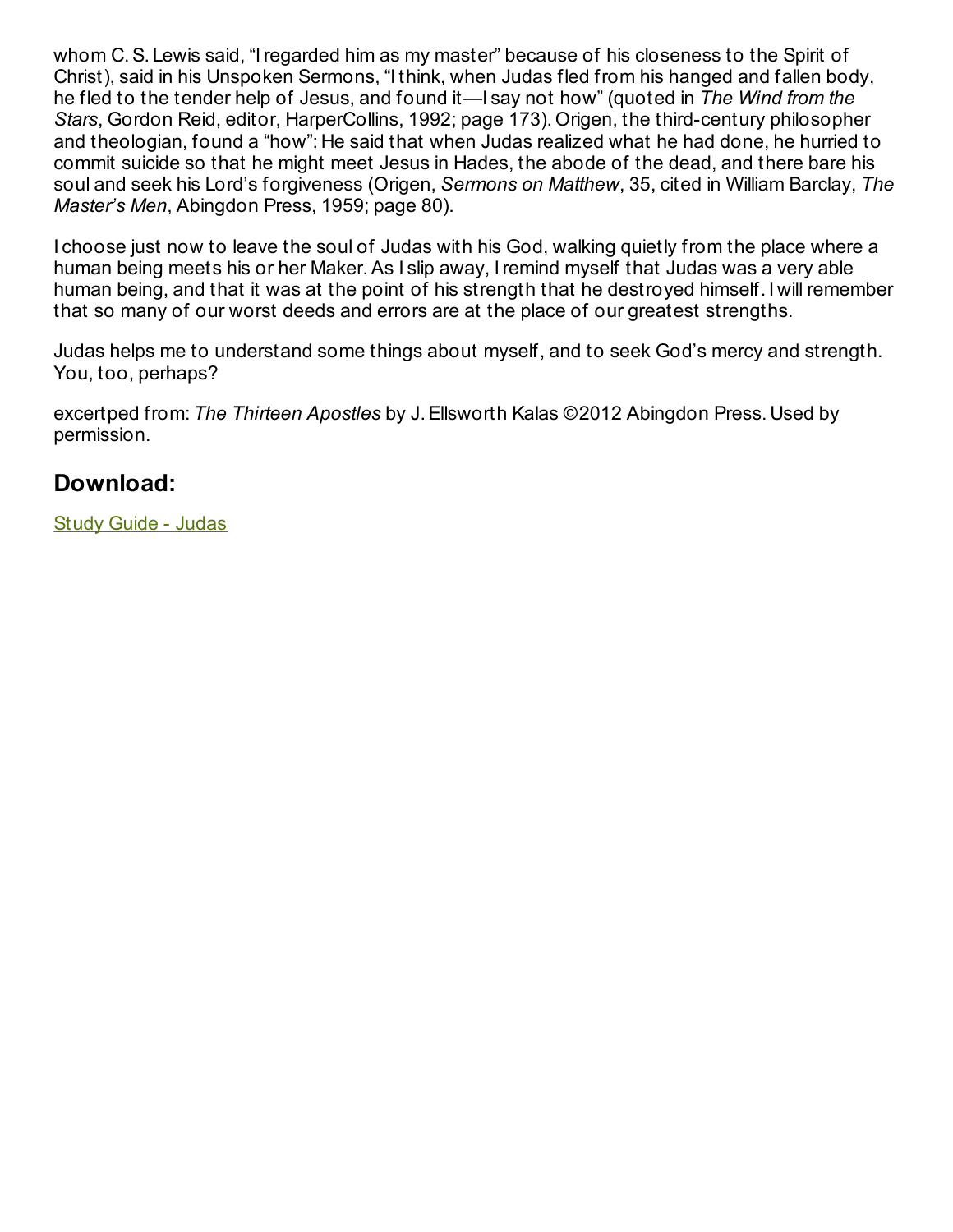whom C. S. Lewis said, "I regarded him as my master" because of his closeness to the Spirit of Christ), said in his Unspoken Sermons, "I think, when Judas fled from his hanged and fallen body, he fled to the tender help of Jesus, and found it—I say not how" (quoted in *The Wind from the Stars*, Gordon Reid, editor, HarperCollins, 1992; page 173). Origen, the third-century philosopher and theologian, found a "how": He said that when Judas realized what he had done, he hurried to commit suicide so that he might meet Jesus in Hades, the abode of the dead, and there bare his soul and seek his Lord's forgiveness (Origen, *Sermons on Matthew*, 35, cited in William Barclay, *The Master's Men*, Abingdon Press, 1959; page 80).

I choose just now to leave the soul of Judas with his God, walking quietly from the place where a human being meets his or her Maker. As I slip away, I remind myself that Judas was a very able human being, and that it was at the point of his strength that he destroyed himself. I will remember that so many of our worst deeds and errors are at the place of our greatest strengths.

Judas helps me to understand some things about myself, and to seek God's mercy and strength. You, too, perhaps?

excerpted from: *The Thirteen Apostles* by J. Ellsworth Kalas ©2012 Abingdon Press. Used by permission.

## Download:

Study Guide - Judas